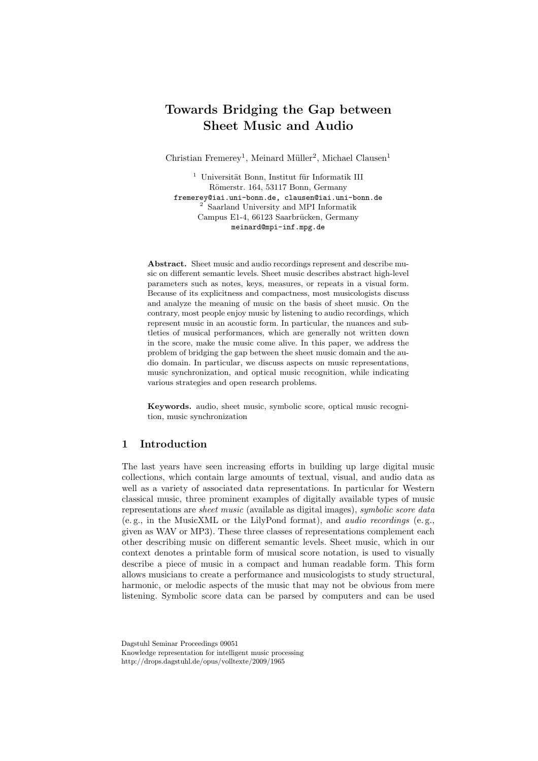# Towards Bridging the Gap between Sheet Music and Audio

Christian Fremerey[1], Meinard Müller[2], Michael Clausen[1]

[1] Universität Bonn, Institut für Informatik III
Römerstr. 164, 53117 Bonn, Germany
fremerey@iai.uni-bonn.de, clausen@iai.uni-bonn.de

[2] Saarland University and MPI Informatik
Campus E1-4, 66123 Saarbrücken, Germany
meinard@mpi-inf.mpg.de

**Abstract.** Sheet music and audio recordings represent and describe music on different semantic levels. Sheet music describes abstract high-level parameters such as notes, keys, measures, or repeats in a visual form. Because of its explicitness and compactness, most musicologists discuss and analyze the meaning of music on the basis of sheet music. On the contrary, most people enjoy music by listening to audio recordings, which represent music in an acoustic form. In particular, the nuances and subtleties of musical performances, which are generally not written down in the score, make the music come alive. In this paper, we address the problem of bridging the gap between the sheet music domain and the audio domain. In particular, we discuss aspects on music representations, music synchronization, and optical music recognition, while indicating various strategies and open research problems.

**Keywords.** audio, sheet music, symbolic score, optical music recognition, music synchronization

## 1 Introduction

The last years have seen increasing efforts in building up large digital music collections, which contain large amounts of textual, visual, and audio data as well as a variety of associated data representations. In particular for Western classical music, three prominent examples of digitally available types of music representations are *sheet music* (available as digital images), *symbolic score data* (e. g., in the MusicXML or the LilyPond format), and *audio recordings* (e. g., given as WAV or MP3). These three classes of representations complement each other describing music on different semantic levels. Sheet music, which in our context denotes a printable form of musical score notation, is used to visually describe a piece of music in a compact and human readable form. This form allows musicians to create a performance and musicologists to study structural, harmonic, or melodic aspects of the music that may not be obvious from mere listening. Symbolic score data can be parsed by computers and can be used

Dagstuhl Seminar Proceedings 09051
Knowledge representation for intelligent music processing
http://drops.dagstuhl.de/opus/volltexte/2009/1965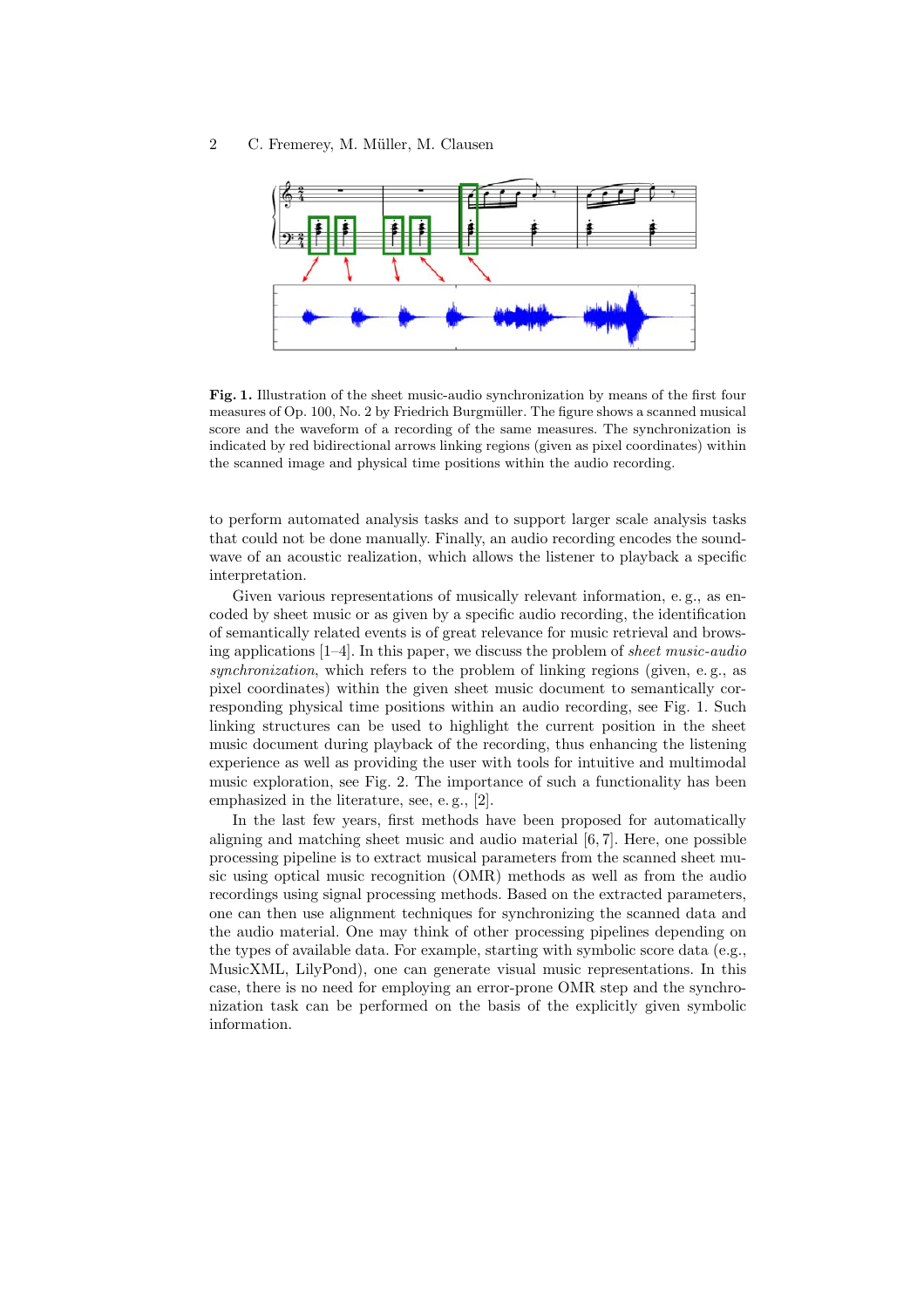**Fig. 1.** Illustration of the sheet music-audio synchronization by means of the first four measures of Op. 100, No. 2 by Friedrich Burgmüller. The figure shows a scanned musical score and the waveform of a recording of the same measures. The synchronization is indicated by red bidirectional arrows linking regions (given as pixel coordinates) within the scanned image and physical time positions within the audio recording.

to perform automated analysis tasks and to support larger scale analysis tasks that could not be done manually. Finally, an audio recording encodes the soundwave of an acoustic realization, which allows the listener to playback a specific interpretation.

Given various representations of musically relevant information, e. g., as encoded by sheet music or as given by a specific audio recording, the identification of semantically related events is of great relevance for music retrieval and browsing applications [1–4]. In this paper, we discuss the problem of *sheet music-audio synchronization*, which refers to the problem of linking regions (given, e. g., as pixel coordinates) within the given sheet music document to semantically corresponding physical time positions within an audio recording, see Fig. 1. Such linking structures can be used to highlight the current position in the sheet music document during playback of the recording, thus enhancing the listening experience as well as providing the user with tools for intuitive and multimodal music exploration, see Fig. 2. The importance of such a functionality has been emphasized in the literature, see, e. g., [2].

In the last few years, first methods have been proposed for automatically aligning and matching sheet music and audio material [6, 7]. Here, one possible processing pipeline is to extract musical parameters from the scanned sheet music using optical music recognition (OMR) methods as well as from the audio recordings using signal processing methods. Based on the extracted parameters, one can then use alignment techniques for synchronizing the scanned data and the audio material. One may think of other processing pipelines depending on the types of available data. For example, starting with symbolic score data (e.g., MusicXML, LilyPond), one can generate visual music representations. In this case, there is no need for employing an error-prone OMR step and the synchronization task can be performed on the basis of the explicitly given symbolic information.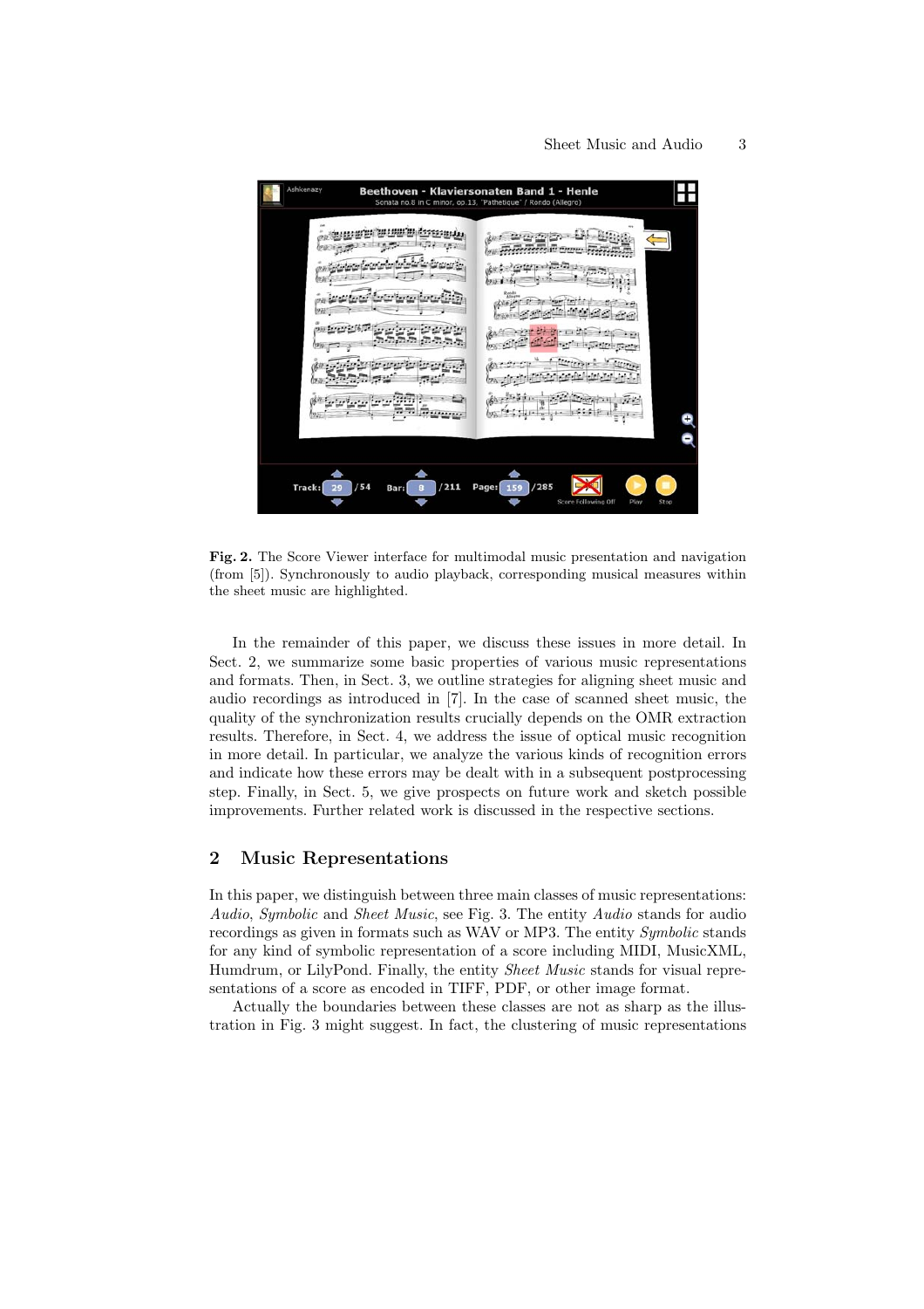**Fig. 2.** The Score Viewer interface for multimodal music presentation and navigation (from [5]). Synchronously to audio playback, corresponding musical measures within the sheet music are highlighted.

In the remainder of this paper, we discuss these issues in more detail. In Sect. 2, we summarize some basic properties of various music representations and formats. Then, in Sect. 3, we outline strategies for aligning sheet music and audio recordings as introduced in [7]. In the case of scanned sheet music, the quality of the synchronization results crucially depends on the OMR extraction results. Therefore, in Sect. 4, we address the issue of optical music recognition in more detail. In particular, we analyze the various kinds of recognition errors and indicate how these errors may be dealt with in a subsequent postprocessing step. Finally, in Sect. 5, we give prospects on future work and sketch possible improvements. Further related work is discussed in the respective sections.

## 2 Music Representations

In this paper, we distinguish between three main classes of music representations: *Audio*, *Symbolic* and *Sheet Music*, see Fig. 3. The entity *Audio* stands for audio recordings as given in formats such as WAV or MP3. The entity *Symbolic* stands for any kind of symbolic representation of a score including MIDI, MusicXML, Humdrum, or LilyPond. Finally, the entity *Sheet Music* stands for visual representations of a score as encoded in TIFF, PDF, or other image format.

Actually the boundaries between these classes are not as sharp as the illustration in Fig. 3 might suggest. In fact, the clustering of music representations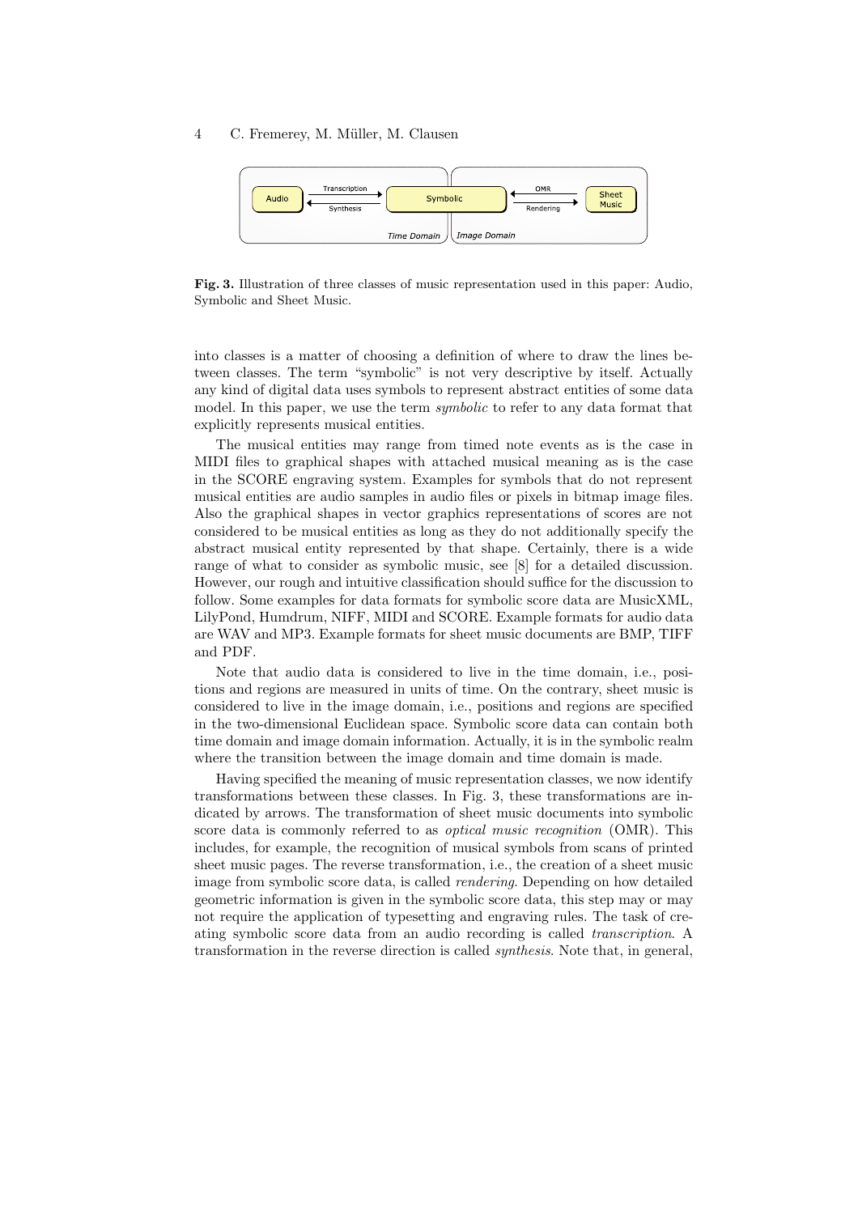**Fig. 3.** Illustration of three classes of music representation used in this paper: Audio, Symbolic and Sheet Music.

into classes is a matter of choosing a definition of where to draw the lines between classes. The term “symbolic” is not very descriptive by itself. Actually any kind of digital data uses symbols to represent abstract entities of some data model. In this paper, we use the term *symbolic* to refer to any data format that explicitly represents musical entities.

The musical entities may range from timed note events as is the case in MIDI files to graphical shapes with attached musical meaning as is the case in the SCORE engraving system. Examples for symbols that do not represent musical entities are audio samples in audio files or pixels in bitmap image files. Also the graphical shapes in vector graphics representations of scores are not considered to be musical entities as long as they do not additionally specify the abstract musical entity represented by that shape. Certainly, there is a wide range of what to consider as symbolic music, see [8] for a detailed discussion. However, our rough and intuitive classification should suffice for the discussion to follow. Some examples for data formats for symbolic score data are MusicXML, LilyPond, Humdrum, NIFF, MIDI and SCORE. Example formats for audio data are WAV and MP3. Example formats for sheet music documents are BMP, TIFF and PDF.

Note that audio data is considered to live in the time domain, i.e., positions and regions are measured in units of time. On the contrary, sheet music is considered to live in the image domain, i.e., positions and regions are specified in the two-dimensional Euclidean space. Symbolic score data can contain both time domain and image domain information. Actually, it is in the symbolic realm where the transition between the image domain and time domain is made.

Having specified the meaning of music representation classes, we now identify transformations between these classes. In Fig. 3, these transformations are indicated by arrows. The transformation of sheet music documents into symbolic score data is commonly referred to as *optical music recognition* (OMR). This includes, for example, the recognition of musical symbols from scans of printed sheet music pages. The reverse transformation, i.e., the creation of a sheet music image from symbolic score data, is called *rendering*. Depending on how detailed geometric information is given in the symbolic score data, this step may or may not require the application of typesetting and engraving rules. The task of creating symbolic score data from an audio recording is called *transcription*. A transformation in the reverse direction is called *synthesis*. Note that, in general,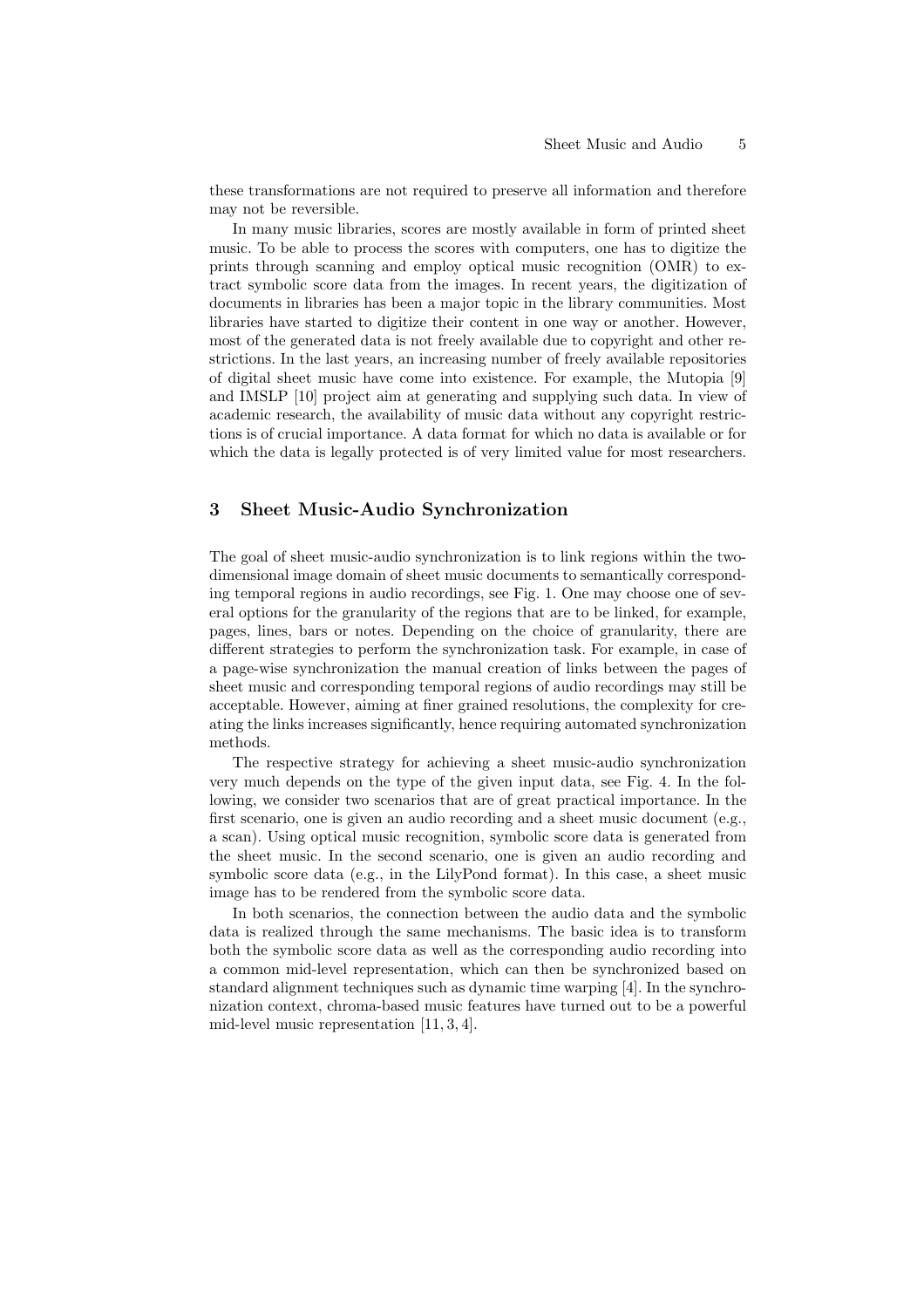these transformations are not required to preserve all information and therefore may not be reversible.

In many music libraries, scores are mostly available in form of printed sheet music. To be able to process the scores with computers, one has to digitize the prints through scanning and employ optical music recognition (OMR) to extract symbolic score data from the images. In recent years, the digitization of documents in libraries has been a major topic in the library communities. Most libraries have started to digitize their content in one way or another. However, most of the generated data is not freely available due to copyright and other restrictions. In the last years, an increasing number of freely available repositories of digital sheet music have come into existence. For example, the Mutopia [9] and IMSLP [10] project aim at generating and supplying such data. In view of academic research, the availability of music data without any copyright restrictions is of crucial importance. A data format for which no data is available or for which the data is legally protected is of very limited value for most researchers.

## 3 Sheet Music-Audio Synchronization

The goal of sheet music-audio synchronization is to link regions within the two-dimensional image domain of sheet music documents to semantically corresponding temporal regions in audio recordings, see Fig. 1. One may choose one of several options for the granularity of the regions that are to be linked, for example, pages, lines, bars or notes. Depending on the choice of granularity, there are different strategies to perform the synchronization task. For example, in case of a page-wise synchronization the manual creation of links between the pages of sheet music and corresponding temporal regions of audio recordings may still be acceptable. However, aiming at finer grained resolutions, the complexity for creating the links increases significantly, hence requiring automated synchronization methods.

The respective strategy for achieving a sheet music-audio synchronization very much depends on the type of the given input data, see Fig. 4. In the following, we consider two scenarios that are of great practical importance. In the first scenario, one is given an audio recording and a sheet music document (e.g., a scan). Using optical music recognition, symbolic score data is generated from the sheet music. In the second scenario, one is given an audio recording and symbolic score data (e.g., in the LilyPond format). In this case, a sheet music image has to be rendered from the symbolic score data.

In both scenarios, the connection between the audio data and the symbolic data is realized through the same mechanisms. The basic idea is to transform both the symbolic score data as well as the corresponding audio recording into a common mid-level representation, which can then be synchronized based on standard alignment techniques such as dynamic time warping [4]. In the synchronization context, chroma-based music features have turned out to be a powerful mid-level music representation [11, 3, 4].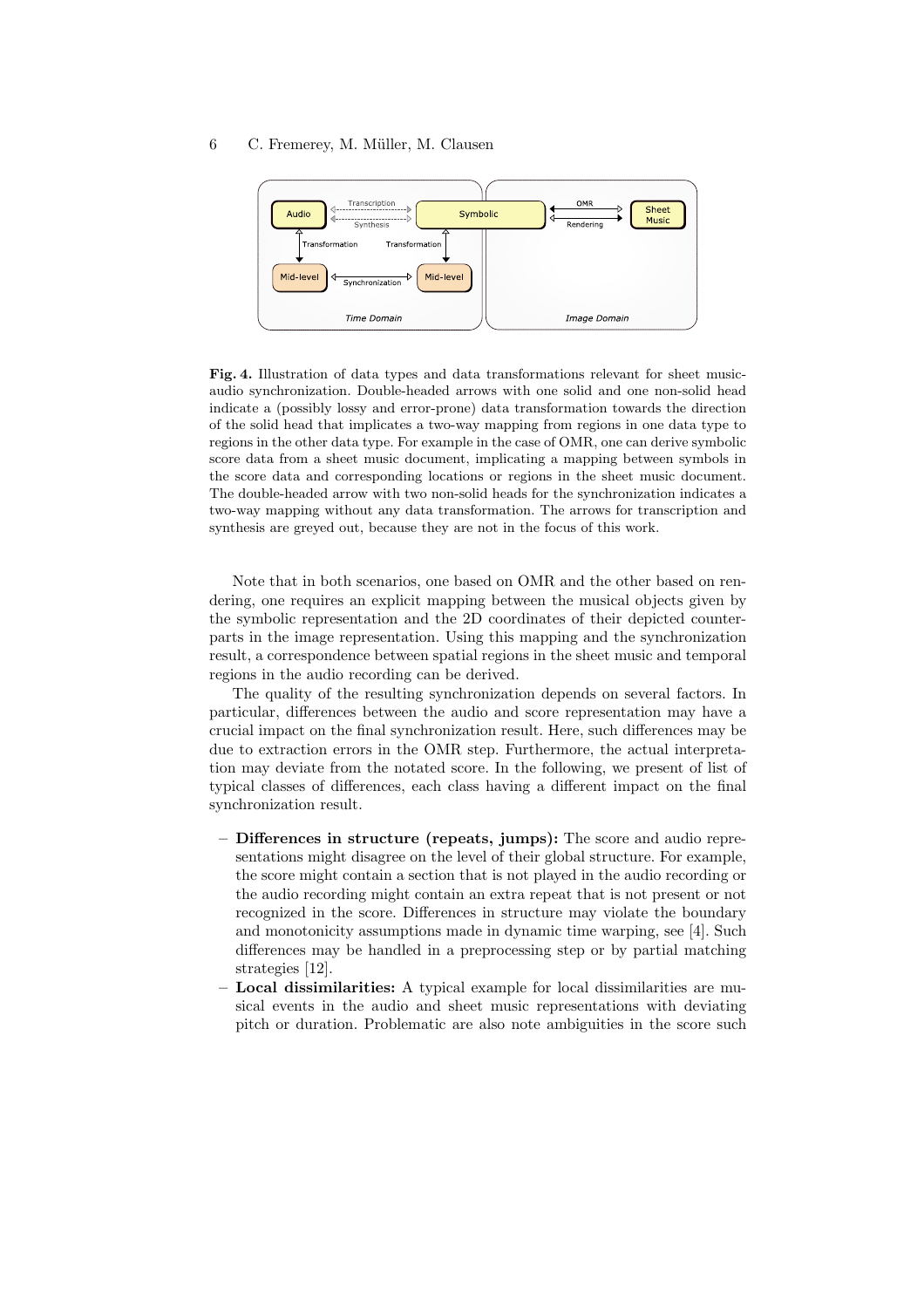**Fig. 4.** Illustration of data types and data transformations relevant for sheet music-audio synchronization. Double-headed arrows with one solid and one non-solid head indicate a (possibly lossy and error-prone) data transformation towards the direction of the solid head that implicates a two-way mapping from regions in one data type to regions in the other data type. For example in the case of OMR, one can derive symbolic score data from a sheet music document, implicating a mapping between symbols in the score data and corresponding locations or regions in the sheet music document. The double-headed arrow with two non-solid heads for the synchronization indicates a two-way mapping without any data transformation. The arrows for transcription and synthesis are greyed out, because they are not in the focus of this work.

Note that in both scenarios, one based on OMR and the other based on rendering, one requires an explicit mapping between the musical objects given by the symbolic representation and the 2D coordinates of their depicted counterparts in the image representation. Using this mapping and the synchronization result, a correspondence between spatial regions in the sheet music and temporal regions in the audio recording can be derived.

The quality of the resulting synchronization depends on several factors. In particular, differences between the audio and score representation may have a crucial impact on the final synchronization result. Here, such differences may be due to extraction errors in the OMR step. Furthermore, the actual interpretation may deviate from the notated score. In the following, we present of list of typical classes of differences, each class having a different impact on the final synchronization result.

- **Differences in structure (repeats, jumps):** The score and audio representations might disagree on the level of their global structure. For example, the score might contain a section that is not played in the audio recording or the audio recording might contain an extra repeat that is not present or not recognized in the score. Differences in structure may violate the boundary and monotonicity assumptions made in dynamic time warping, see [4]. Such differences may be handled in a preprocessing step or by partial matching strategies [12].
- **Local dissimilarities:** A typical example for local dissimilarities are musical events in the audio and sheet music representations with deviating pitch or duration. Problematic are also note ambiguities in the score such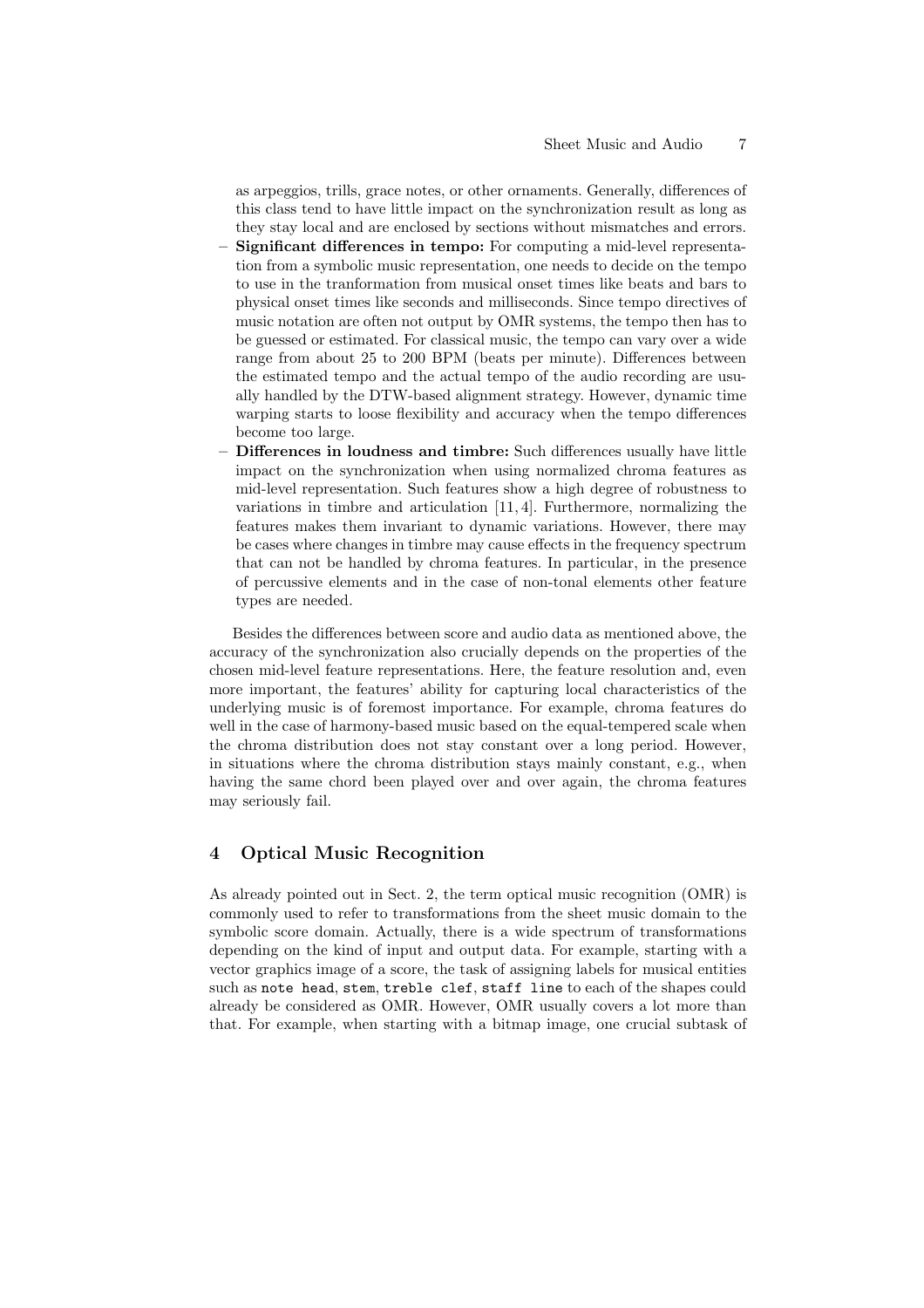as arpeggios, trills, grace notes, or other ornaments. Generally, differences of this class tend to have little impact on the synchronization result as long as they stay local and are enclosed by sections without mismatches and errors.

- **Significant differences in tempo:** For computing a mid-level representation from a symbolic music representation, one needs to decide on the tempo to use in the tranformation from musical onset times like beats and bars to physical onset times like seconds and milliseconds. Since tempo directives of music notation are often not output by OMR systems, the tempo then has to be guessed or estimated. For classical music, the tempo can vary over a wide range from about 25 to 200 BPM (beats per minute). Differences between the estimated tempo and the actual tempo of the audio recording are usually handled by the DTW-based alignment strategy. However, dynamic time warping starts to loose flexibility and accuracy when the tempo differences become too large.
- **Differences in loudness and timbre:** Such differences usually have little impact on the synchronization when using normalized chroma features as mid-level representation. Such features show a high degree of robustness to variations in timbre and articulation [11, 4]. Furthermore, normalizing the features makes them invariant to dynamic variations. However, there may be cases where changes in timbre may cause effects in the frequency spectrum that can not be handled by chroma features. In particular, in the presence of percussive elements and in the case of non-tonal elements other feature types are needed.

Besides the differences between score and audio data as mentioned above, the accuracy of the synchronization also crucially depends on the properties of the chosen mid-level feature representations. Here, the feature resolution and, even more important, the features' ability for capturing local characteristics of the underlying music is of foremost importance. For example, chroma features do well in the case of harmony-based music based on the equal-tempered scale when the chroma distribution does not stay constant over a long period. However, in situations where the chroma distribution stays mainly constant, e.g., when having the same chord been played over and over again, the chroma features may seriously fail.

## 4 Optical Music Recognition

As already pointed out in Sect. 2, the term optical music recognition (OMR) is commonly used to refer to transformations from the sheet music domain to the symbolic score domain. Actually, there is a wide spectrum of transformations depending on the kind of input and output data. For example, starting with a vector graphics image of a score, the task of assigning labels for musical entities such as `note head`, `stem`, `treble clef`, `staff line` to each of the shapes could already be considered as OMR. However, OMR usually covers a lot more than that. For example, when starting with a bitmap image, one crucial subtask of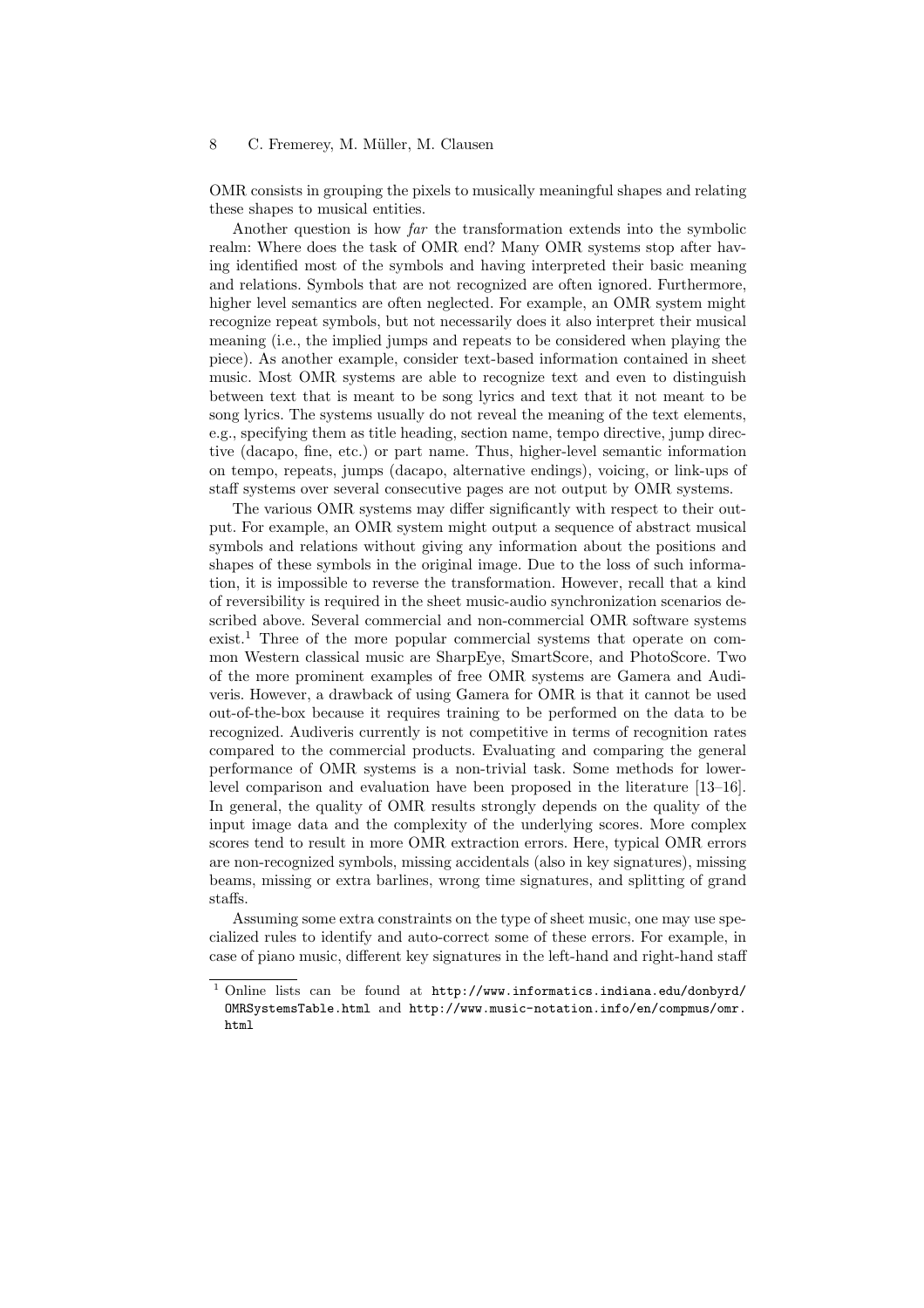OMR consists in grouping the pixels to musically meaningful shapes and relating these shapes to musical entities.

Another question is how *far* the transformation extends into the symbolic realm: Where does the task of OMR end? Many OMR systems stop after having identified most of the symbols and having interpreted their basic meaning and relations. Symbols that are not recognized are often ignored. Furthermore, higher level semantics are often neglected. For example, an OMR system might recognize repeat symbols, but not necessarily does it also interpret their musical meaning (i.e., the implied jumps and repeats to be considered when playing the piece). As another example, consider text-based information contained in sheet music. Most OMR systems are able to recognize text and even to distinguish between text that is meant to be song lyrics and text that it not meant to be song lyrics. The systems usually do not reveal the meaning of the text elements, e.g., specifying them as title heading, section name, tempo directive, jump directive (dacapo, fine, etc.) or part name. Thus, higher-level semantic information on tempo, repeats, jumps (dacapo, alternative endings), voicing, or link-ups of staff systems over several consecutive pages are not output by OMR systems.

The various OMR systems may differ significantly with respect to their output. For example, an OMR system might output a sequence of abstract musical symbols and relations without giving any information about the positions and shapes of these symbols in the original image. Due to the loss of such information, it is impossible to reverse the transformation. However, recall that a kind of reversibility is required in the sheet music-audio synchronization scenarios described above. Several commercial and non-commercial OMR software systems exist.[1] Three of the more popular commercial systems that operate on common Western classical music are SharpEye, SmartScore, and PhotoScore. Two of the more prominent examples of free OMR systems are Gamera and Audiveris. However, a drawback of using Gamera for OMR is that it cannot be used out-of-the-box because it requires training to be performed on the data to be recognized. Audiveris currently is not competitive in terms of recognition rates compared to the commercial products. Evaluating and comparing the general performance of OMR systems is a non-trivial task. Some methods for lower-level comparison and evaluation have been proposed in the literature [13–16]. In general, the quality of OMR results strongly depends on the quality of the input image data and the complexity of the underlying scores. More complex scores tend to result in more OMR extraction errors. Here, typical OMR errors are non-recognized symbols, missing accidentals (also in key signatures), missing beams, missing or extra barlines, wrong time signatures, and splitting of grand staffs.

Assuming some extra constraints on the type of sheet music, one may use specialized rules to identify and auto-correct some of these errors. For example, in case of piano music, different key signatures in the left-hand and right-hand staff

[1] Online lists can be found at `http://www.informatics.indiana.edu/donbyrd/OMRSystemsTable.html` and `http://www.music-notation.info/en/compmus/omr.html`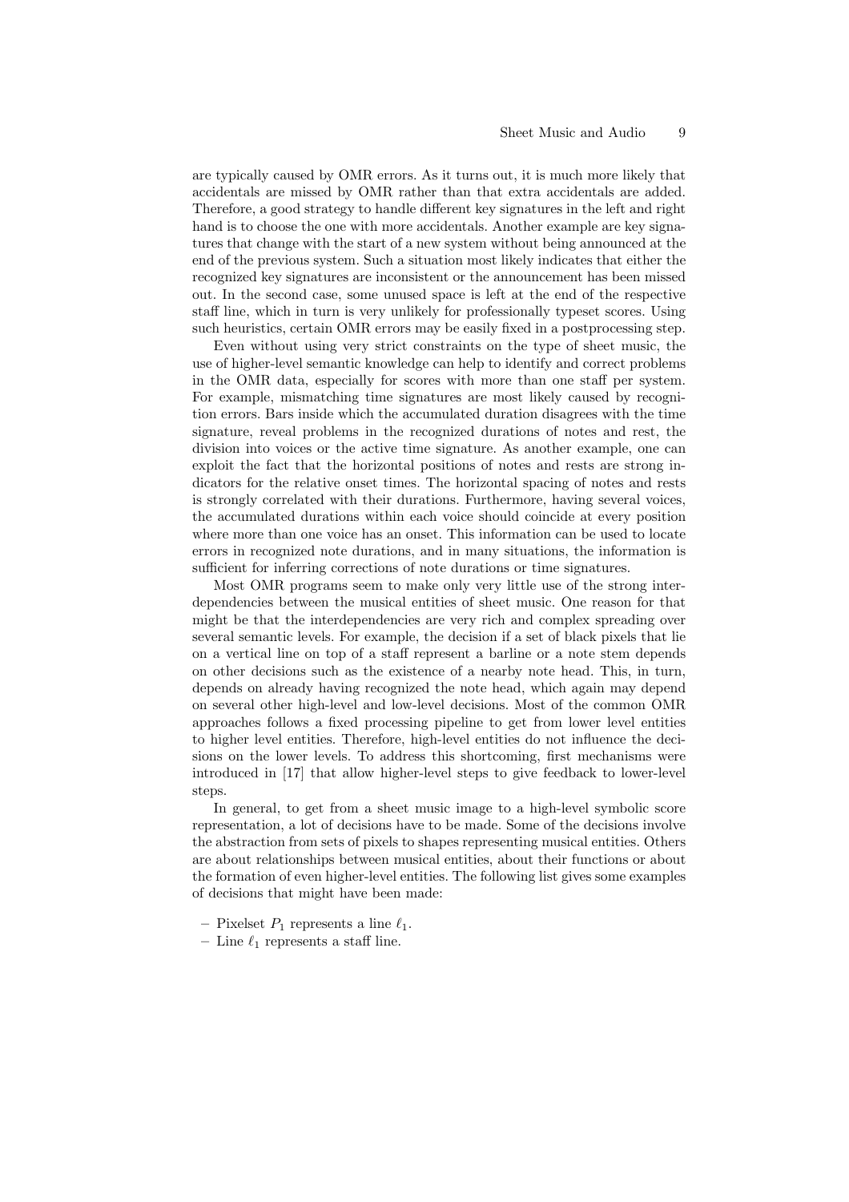are typically caused by OMR errors. As it turns out, it is much more likely that accidentals are missed by OMR rather than that extra accidentals are added. Therefore, a good strategy to handle different key signatures in the left and right hand is to choose the one with more accidentals. Another example are key signatures that change with the start of a new system without being announced at the end of the previous system. Such a situation most likely indicates that either the recognized key signatures are inconsistent or the announcement has been missed out. In the second case, some unused space is left at the end of the respective staff line, which in turn is very unlikely for professionally typeset scores. Using such heuristics, certain OMR errors may be easily fixed in a postprocessing step.

Even without using very strict constraints on the type of sheet music, the use of higher-level semantic knowledge can help to identify and correct problems in the OMR data, especially for scores with more than one staff per system. For example, mismatching time signatures are most likely caused by recognition errors. Bars inside which the accumulated duration disagrees with the time signature, reveal problems in the recognized durations of notes and rest, the division into voices or the active time signature. As another example, one can exploit the fact that the horizontal positions of notes and rests are strong indicators for the relative onset times. The horizontal spacing of notes and rests is strongly correlated with their durations. Furthermore, having several voices, the accumulated durations within each voice should coincide at every position where more than one voice has an onset. This information can be used to locate errors in recognized note durations, and in many situations, the information is sufficient for inferring corrections of note durations or time signatures.

Most OMR programs seem to make only very little use of the strong interdependencies between the musical entities of sheet music. One reason for that might be that the interdependencies are very rich and complex spreading over several semantic levels. For example, the decision if a set of black pixels that lie on a vertical line on top of a staff represent a barline or a note stem depends on other decisions such as the existence of a nearby note head. This, in turn, depends on already having recognized the note head, which again may depend on several other high-level and low-level decisions. Most of the common OMR approaches follows a fixed processing pipeline to get from lower level entities to higher level entities. Therefore, high-level entities do not influence the decisions on the lower levels. To address this shortcoming, first mechanisms were introduced in [17] that allow higher-level steps to give feedback to lower-level steps.

In general, to get from a sheet music image to a high-level symbolic score representation, a lot of decisions have to be made. Some of the decisions involve the abstraction from sets of pixels to shapes representing musical entities. Others are about relationships between musical entities, about their functions or about the formation of even higher-level entities. The following list gives some examples of decisions that might have been made:

- Pixelset $P_1$ represents a line $\ell_1$.
- Line $\ell_1$ represents a staff line.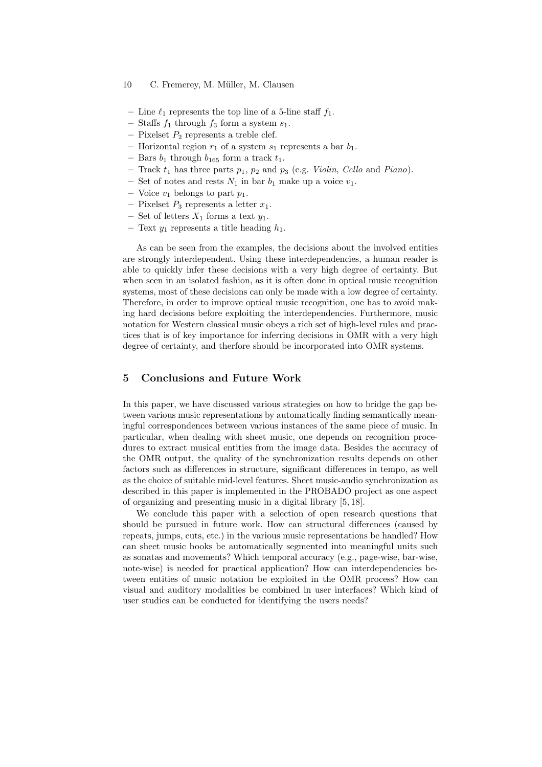- Line $\ell_1$ represents the top line of a 5-line staff $f_1$.
- Staffs $f_1$ through $f_3$ form a system $s_1$.
- Pixelset $P_2$ represents a treble clef.
- Horizontal region $r_1$ of a system $s_1$ represents a bar $b_1$.
- Bars $b_1$ through $b_{165}$ form a track $t_1$.
- Track $t_1$ has three parts $p_1$, $p_2$ and $p_3$ (e.g. *Violin*, *Cello* and *Piano*).
- Set of notes and rests $N_1$ in bar $b_1$ make up a voice $v_1$.
- Voice $v_1$ belongs to part $p_1$.
- Pixelset $P_3$ represents a letter $x_1$.
- Set of letters $X_1$ forms a text $y_1$.
- Text $y_1$ represents a title heading $h_1$.

As can be seen from the examples, the decisions about the involved entities are strongly interdependent. Using these interdependencies, a human reader is able to quickly infer these decisions with a very high degree of certainty. But when seen in an isolated fashion, as it is often done in optical music recognition systems, most of these decisions can only be made with a low degree of certainty. Therefore, in order to improve optical music recognition, one has to avoid making hard decisions before exploiting the interdependencies. Furthermore, music notation for Western classical music obeys a rich set of high-level rules and practices that is of key importance for inferring decisions in OMR with a very high degree of certainty, and therfore should be incorporated into OMR systems.

## 5 Conclusions and Future Work

In this paper, we have discussed various strategies on how to bridge the gap between various music representations by automatically finding semantically meaningful correspondences between various instances of the same piece of music. In particular, when dealing with sheet music, one depends on recognition procedures to extract musical entities from the image data. Besides the accuracy of the OMR output, the quality of the synchronization results depends on other factors such as differences in structure, significant differences in tempo, as well as the choice of suitable mid-level features. Sheet music-audio synchronization as described in this paper is implemented in the PROBADO project as one aspect of organizing and presenting music in a digital library [5, 18].

We conclude this paper with a selection of open research questions that should be pursued in future work. How can structural differences (caused by repeats, jumps, cuts, etc.) in the various music representations be handled? How can sheet music books be automatically segmented into meaningful units such as sonatas and movements? Which temporal accuracy (e.g., page-wise, bar-wise, note-wise) is needed for practical application? How can interdependencies between entities of music notation be exploited in the OMR process? How can visual and auditory modalities be combined in user interfaces? Which kind of user studies can be conducted for identifying the users needs?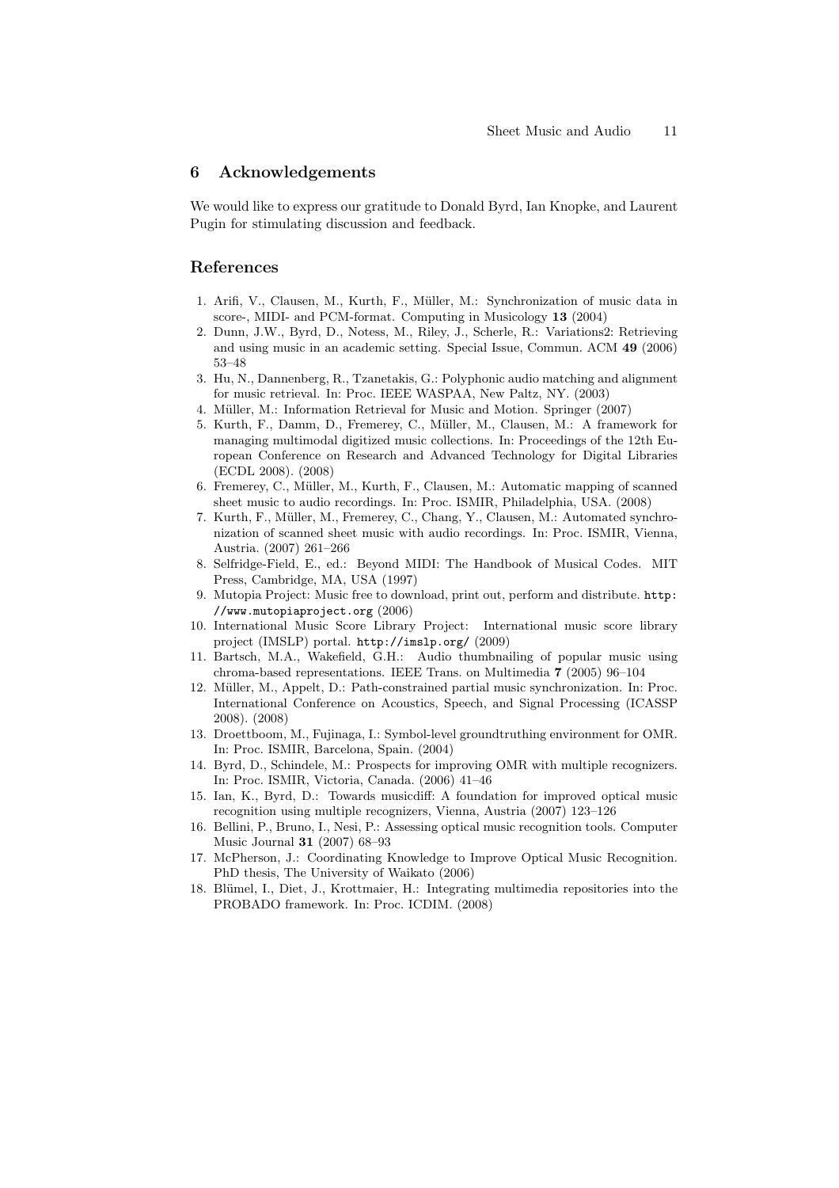## 6 Acknowledgements

We would like to express our gratitude to Donald Byrd, Ian Knopke, and Laurent Pugin for stimulating discussion and feedback.

## References

1. Arifi, V., Clausen, M., Kurth, F., Müller, M.: Synchronization of music data in score-, MIDI- and PCM-format. Computing in Musicology **13** (2004)
2. Dunn, J.W., Byrd, D., Notess, M., Riley, J., Scherle, R.: Variations2: Retrieving and using music in an academic setting. Special Issue, Commun. ACM **49** (2006) 53–48
3. Hu, N., Dannenberg, R., Tzanetakis, G.: Polyphonic audio matching and alignment for music retrieval. In: Proc. IEEE WASPAA, New Paltz, NY. (2003)
4. Müller, M.: Information Retrieval for Music and Motion. Springer (2007)
5. Kurth, F., Damm, D., Fremerey, C., Müller, M., Clausen, M.: A framework for managing multimodal digitized music collections. In: Proceedings of the 12th European Conference on Research and Advanced Technology for Digital Libraries (ECDL 2008). (2008)
6. Fremerey, C., Müller, M., Kurth, F., Clausen, M.: Automatic mapping of scanned sheet music to audio recordings. In: Proc. ISMIR, Philadelphia, USA. (2008)
7. Kurth, F., Müller, M., Fremerey, C., Chang, Y., Clausen, M.: Automated synchronization of scanned sheet music with audio recordings. In: Proc. ISMIR, Vienna, Austria. (2007) 261–266
8. Selfridge-Field, E., ed.: Beyond MIDI: The Handbook of Musical Codes. MIT Press, Cambridge, MA, USA (1997)
9. Mutopia Project: Music free to download, print out, perform and distribute. http://www.mutopiaproject.org (2006)
10. International Music Score Library Project: International music score library project (IMSLP) portal. http://imslp.org/ (2009)
11. Bartsch, M.A., Wakefield, G.H.: Audio thumbnailing of popular music using chroma-based representations. IEEE Trans. on Multimedia **7** (2005) 96–104
12. Müller, M., Appelt, D.: Path-constrained partial music synchronization. In: Proc. International Conference on Acoustics, Speech, and Signal Processing (ICASSP 2008). (2008)
13. Droettboom, M., Fujinaga, I.: Symbol-level groundtruthing environment for OMR. In: Proc. ISMIR, Barcelona, Spain. (2004)
14. Byrd, D., Schindele, M.: Prospects for improving OMR with multiple recognizers. In: Proc. ISMIR, Victoria, Canada. (2006) 41–46
15. Ian, K., Byrd, D.: Towards musicdiff: A foundation for improved optical music recognition using multiple recognizers, Vienna, Austria (2007) 123–126
16. Bellini, P., Bruno, I., Nesi, P.: Assessing optical music recognition tools. Computer Music Journal **31** (2007) 68–93
17. McPherson, J.: Coordinating Knowledge to Improve Optical Music Recognition. PhD thesis, The University of Waikato (2006)
18. Blümel, I., Diet, J., Krottmaier, H.: Integrating multimedia repositories into the PROBADO framework. In: Proc. ICDIM. (2008)